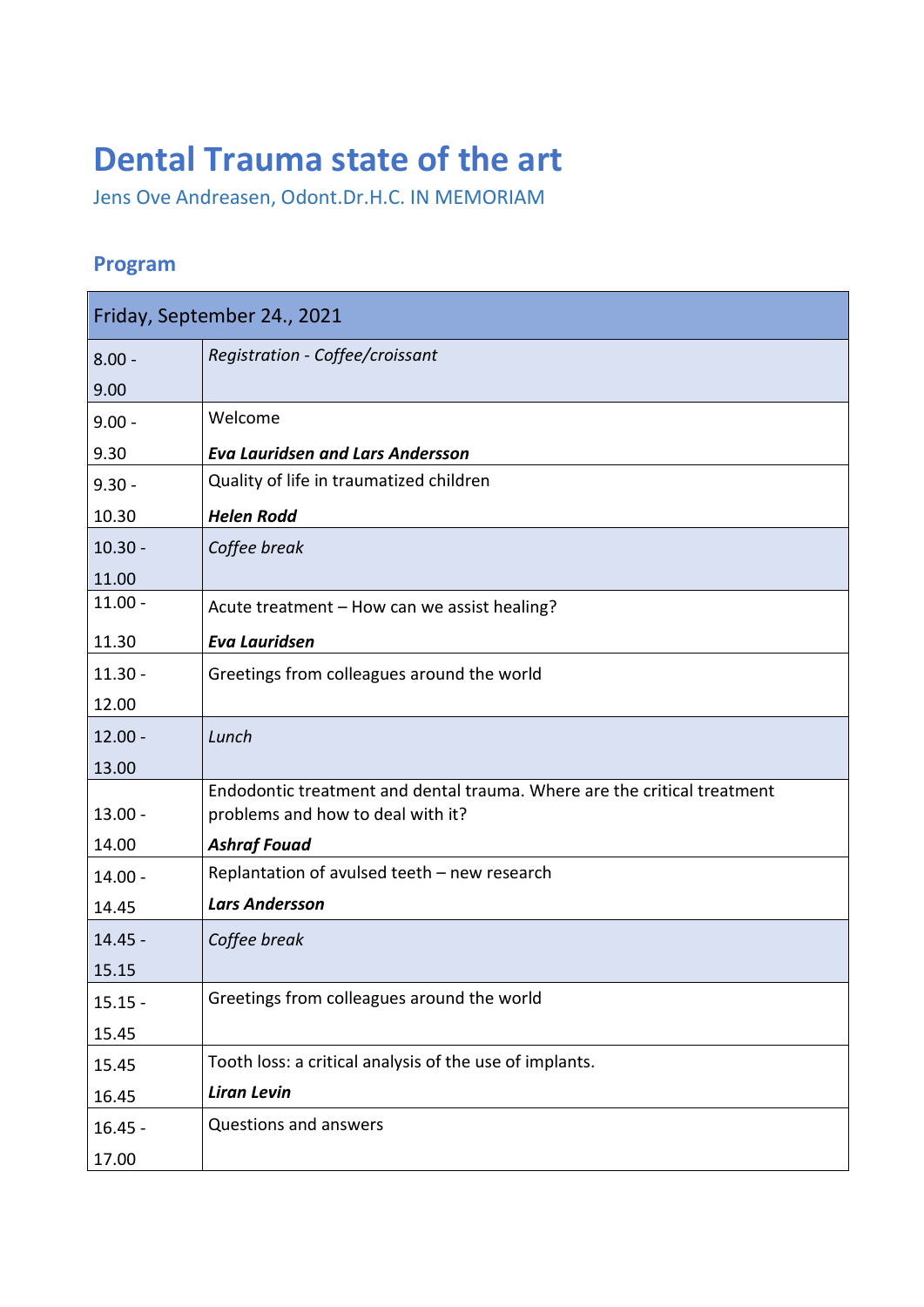# Dental Trauma state of the art

Jens Ove Andreasen, Odont.Dr.H.C. IN MEMORIAM

## Program

| Friday, September 24., 2021 | |
|---|---|
| 8.00 - 9.00 | *Registration - Coffee/croissant* |
| 9.00 - 9.30 | Welcome<br>***Eva Lauridsen and Lars Andersson*** |
| 9.30 - 10.30 | Quality of life in traumatized children<br>***Helen Rodd*** |
| 10.30 - 11.00 | *Coffee break* |
| 11.00 - 11.30 | Acute treatment – How can we assist healing?<br>***Eva Lauridsen*** |
| 11.30 - 12.00 | Greetings from colleagues around the world |
| 12.00 - 13.00 | *Lunch* |
| 13.00 - 14.00 | Endodontic treatment and dental trauma. Where are the critical treatment problems and how to deal with it?<br>***Ashraf Fouad*** |
| 14.00 - 14.45 | Replantation of avulsed teeth – new research<br>***Lars Andersson*** |
| 14.45 - 15.15 | *Coffee break* |
| 15.15 - 15.45 | Greetings from colleagues around the world |
| 15.45 16.45 | Tooth loss: a critical analysis of the use of implants.<br>***Liran Levin*** |
| 16.45 - 17.00 | Questions and answers |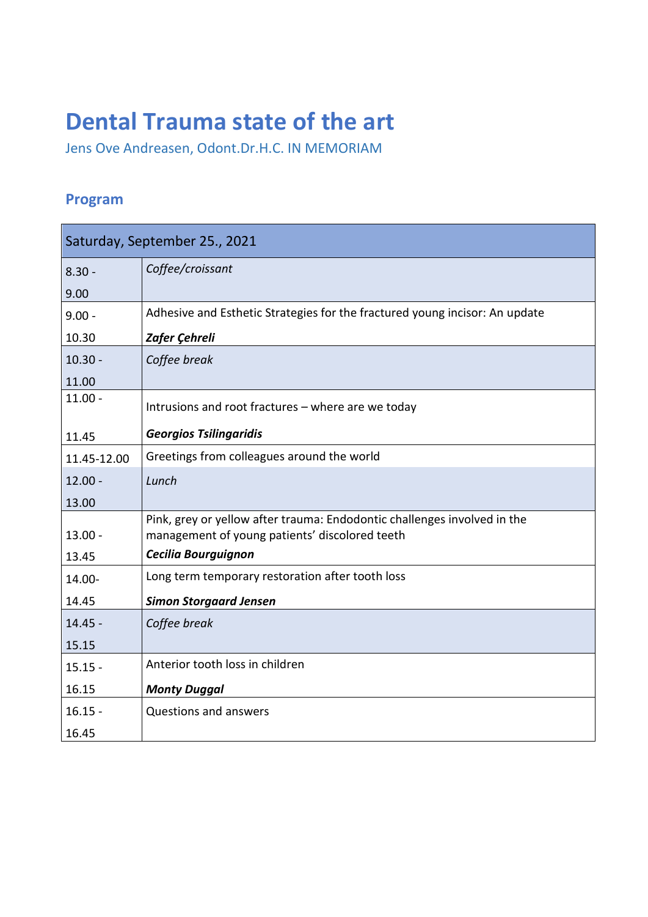# Dental Trauma state of the art

Jens Ove Andreasen, Odont.Dr.H.C. IN MEMORIAM

## Program

| Saturday, September 25., 2021 | |
|---|---|
| 8.30 - 9.00 | *Coffee/croissant* |
| 9.00 - 10.30 | Adhesive and Esthetic Strategies for the fractured young incisor: An update<br>***Zafer Çehreli*** |
| 10.30 - 11.00 | *Coffee break* |
| 11.00 - 11.45 | Intrusions and root fractures – where are we today<br>***Georgios Tsilingaridis*** |
| 11.45-12.00 | Greetings from colleagues around the world |
| 12.00 - 13.00 | *Lunch* |
| 13.00 - 13.45 | Pink, grey or yellow after trauma: Endodontic challenges involved in the management of young patients' discolored teeth<br>***Cecilia Bourguignon*** |
| 14.00- 14.45 | Long term temporary restoration after tooth loss<br>***Simon Storgaard Jensen*** |
| 14.45 - 15.15 | *Coffee break* |
| 15.15 - 16.15 | Anterior tooth loss in children<br>***Monty Duggal*** |
| 16.15 - 16.45 | Questions and answers |